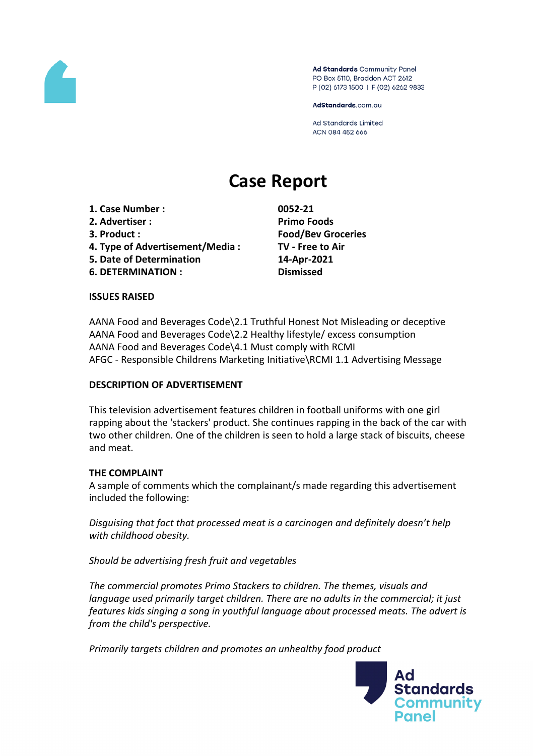Ad Standards Community Panel
PO Box 5110, Braddon ACT 2612
P (02) 6173 1500 | F (02) 6262 9833

AdStandards.com.au

Ad Standards Limited
ACN 084 452 666

# Case Report

| | |
|---|---|
| **1. Case Number :** | **0052-21** |
| **2. Advertiser :** | **Primo Foods** |
| **3. Product :** | **Food/Bev Groceries** |
| **4. Type of Advertisement/Media :** | **TV - Free to Air** |
| **5. Date of Determination** | **14-Apr-2021** |
| **6. DETERMINATION :** | **Dismissed** |

**ISSUES RAISED**

AANA Food and Beverages Code\2.1 Truthful Honest Not Misleading or deceptive
AANA Food and Beverages Code\2.2 Healthy lifestyle/ excess consumption
AANA Food and Beverages Code\4.1 Must comply with RCMI
AFGC - Responsible Childrens Marketing Initiative\RCMI 1.1 Advertising Message

**DESCRIPTION OF ADVERTISEMENT**

This television advertisement features children in football uniforms with one girl rapping about the 'stackers' product. She continues rapping in the back of the car with two other children. One of the children is seen to hold a large stack of biscuits, cheese and meat.

**THE COMPLAINT**

A sample of comments which the complainant/s made regarding this advertisement included the following:

*Disguising that fact that processed meat is a carcinogen and definitely doesn't help with childhood obesity.*

*Should be advertising fresh fruit and vegetables*

*The commercial promotes Primo Stackers to children. The themes, visuals and language used primarily target children. There are no adults in the commercial; it just features kids singing a song in youthful language about processed meats. The advert is from the child's perspective.*

*Primarily targets children and promotes an unhealthy food product*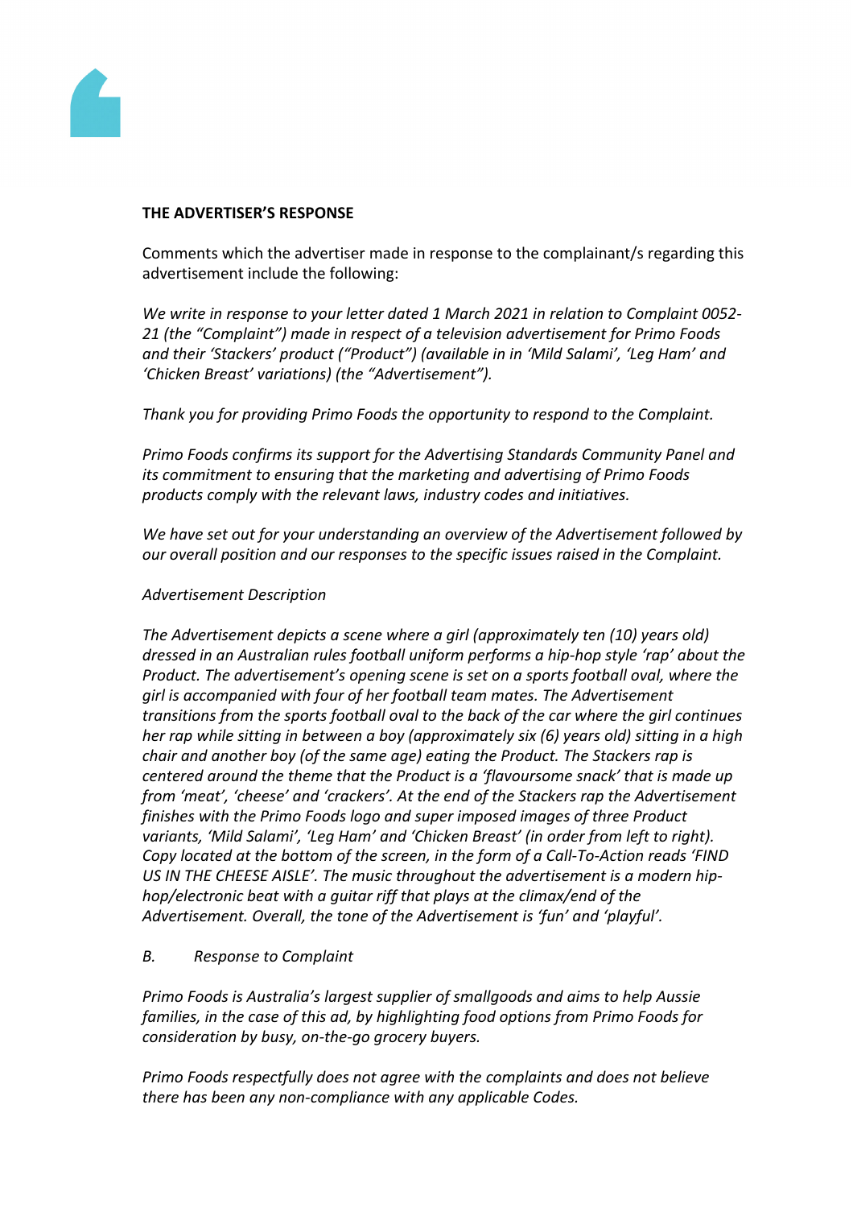**THE ADVERTISER'S RESPONSE**

Comments which the advertiser made in response to the complainant/s regarding this advertisement include the following:

*We write in response to your letter dated 1 March 2021 in relation to Complaint 0052-21 (the "Complaint") made in respect of a television advertisement for Primo Foods and their 'Stackers' product ("Product") (available in in 'Mild Salami', 'Leg Ham' and 'Chicken Breast' variations) (the "Advertisement").*

*Thank you for providing Primo Foods the opportunity to respond to the Complaint.*

*Primo Foods confirms its support for the Advertising Standards Community Panel and its commitment to ensuring that the marketing and advertising of Primo Foods products comply with the relevant laws, industry codes and initiatives.*

*We have set out for your understanding an overview of the Advertisement followed by our overall position and our responses to the specific issues raised in the Complaint.*

*Advertisement Description*

*The Advertisement depicts a scene where a girl (approximately ten (10) years old) dressed in an Australian rules football uniform performs a hip-hop style 'rap' about the Product. The advertisement's opening scene is set on a sports football oval, where the girl is accompanied with four of her football team mates. The Advertisement transitions from the sports football oval to the back of the car where the girl continues her rap while sitting in between a boy (approximately six (6) years old) sitting in a high chair and another boy (of the same age) eating the Product. The Stackers rap is centered around the theme that the Product is a 'flavoursome snack' that is made up from 'meat', 'cheese' and 'crackers'. At the end of the Stackers rap the Advertisement finishes with the Primo Foods logo and super imposed images of three Product variants, 'Mild Salami', 'Leg Ham' and 'Chicken Breast' (in order from left to right). Copy located at the bottom of the screen, in the form of a Call-To-Action reads 'FIND US IN THE CHEESE AISLE'. The music throughout the advertisement is a modern hip-hop/electronic beat with a guitar riff that plays at the climax/end of the Advertisement. Overall, the tone of the Advertisement is 'fun' and 'playful'.*

*B. Response to Complaint*

*Primo Foods is Australia's largest supplier of smallgoods and aims to help Aussie families, in the case of this ad, by highlighting food options from Primo Foods for consideration by busy, on-the-go grocery buyers.*

*Primo Foods respectfully does not agree with the complaints and does not believe there has been any non-compliance with any applicable Codes.*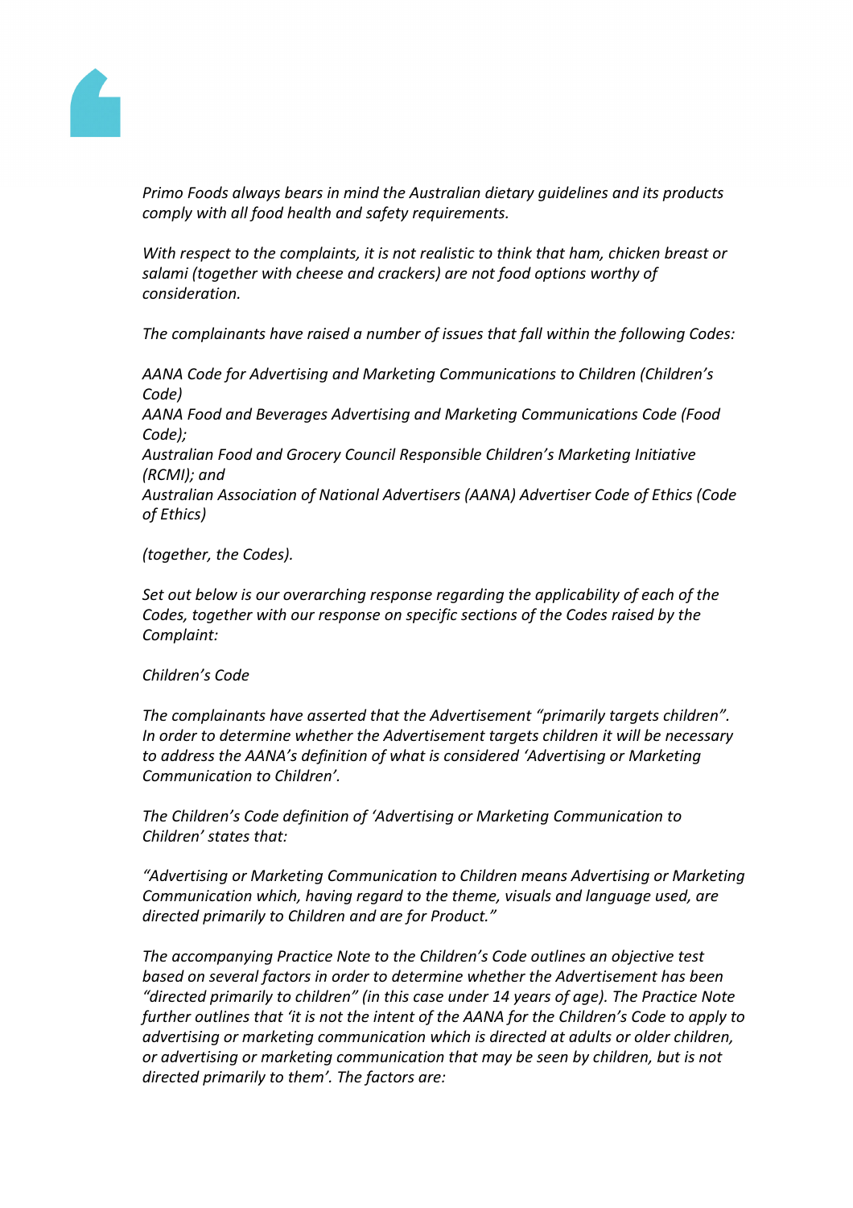*Primo Foods always bears in mind the Australian dietary guidelines and its products comply with all food health and safety requirements.*

*With respect to the complaints, it is not realistic to think that ham, chicken breast or salami (together with cheese and crackers) are not food options worthy of consideration.*

*The complainants have raised a number of issues that fall within the following Codes:*

*AANA Code for Advertising and Marketing Communications to Children (Children's Code)*
*AANA Food and Beverages Advertising and Marketing Communications Code (Food Code);*
*Australian Food and Grocery Council Responsible Children's Marketing Initiative (RCMI); and*
*Australian Association of National Advertisers (AANA) Advertiser Code of Ethics (Code of Ethics)*

*(together, the Codes).*

*Set out below is our overarching response regarding the applicability of each of the Codes, together with our response on specific sections of the Codes raised by the Complaint:*

*Children's Code*

*The complainants have asserted that the Advertisement "primarily targets children". In order to determine whether the Advertisement targets children it will be necessary to address the AANA's definition of what is considered 'Advertising or Marketing Communication to Children'.*

*The Children's Code definition of 'Advertising or Marketing Communication to Children' states that:*

*"Advertising or Marketing Communication to Children means Advertising or Marketing Communication which, having regard to the theme, visuals and language used, are directed primarily to Children and are for Product."*

*The accompanying Practice Note to the Children's Code outlines an objective test based on several factors in order to determine whether the Advertisement has been "directed primarily to children" (in this case under 14 years of age). The Practice Note further outlines that 'it is not the intent of the AANA for the Children's Code to apply to advertising or marketing communication which is directed at adults or older children, or advertising or marketing communication that may be seen by children, but is not directed primarily to them'. The factors are:*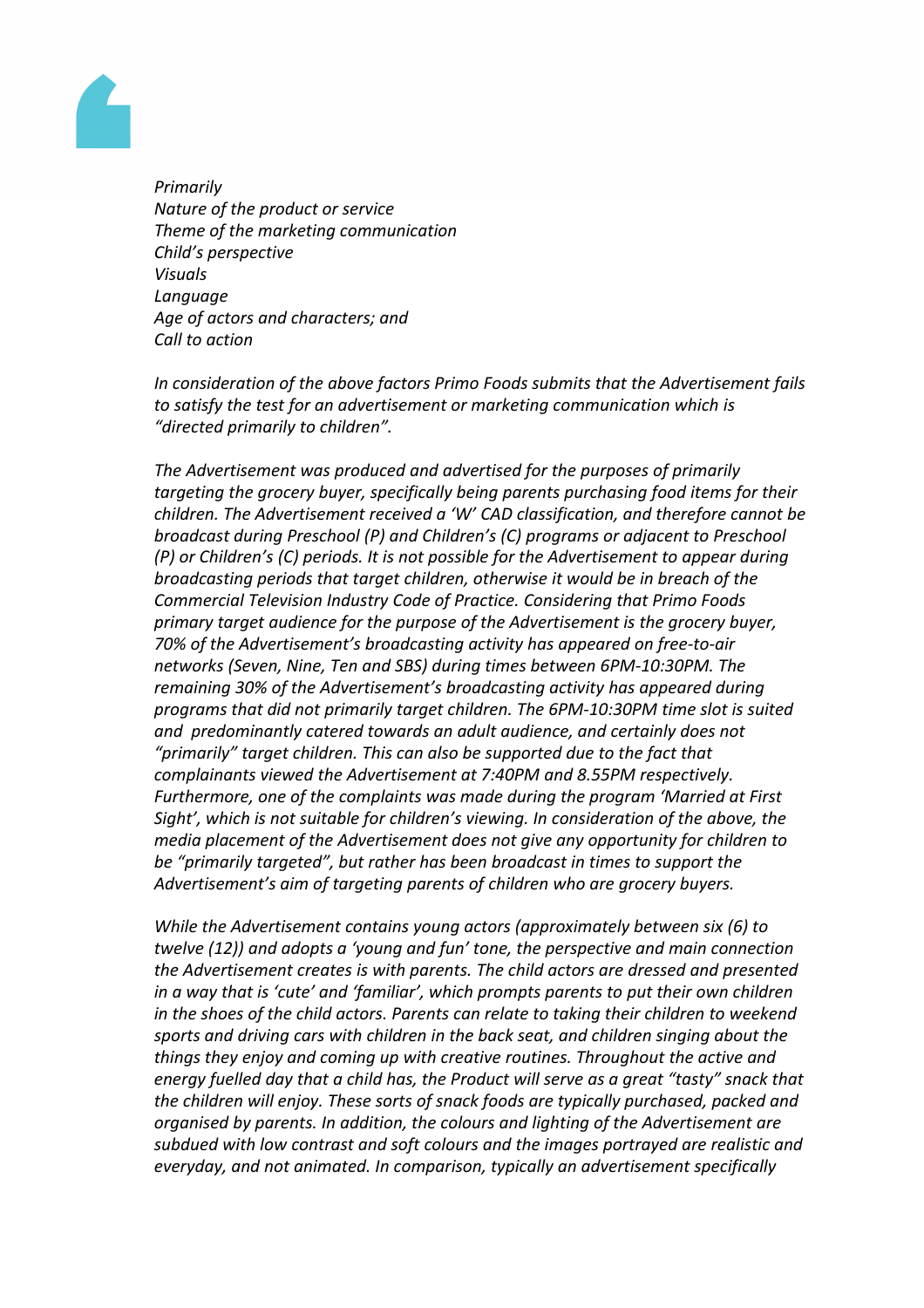*Primarily*
*Nature of the product or service*
*Theme of the marketing communication*
*Child's perspective*
*Visuals*
*Language*
*Age of actors and characters; and*
*Call to action*

*In consideration of the above factors Primo Foods submits that the Advertisement fails to satisfy the test for an advertisement or marketing communication which is "directed primarily to children".*

*The Advertisement was produced and advertised for the purposes of primarily targeting the grocery buyer, specifically being parents purchasing food items for their children. The Advertisement received a 'W' CAD classification, and therefore cannot be broadcast during Preschool (P) and Children's (C) programs or adjacent to Preschool (P) or Children's (C) periods. It is not possible for the Advertisement to appear during broadcasting periods that target children, otherwise it would be in breach of the Commercial Television Industry Code of Practice. Considering that Primo Foods primary target audience for the purpose of the Advertisement is the grocery buyer, 70% of the Advertisement's broadcasting activity has appeared on free-to-air networks (Seven, Nine, Ten and SBS) during times between 6PM-10:30PM. The remaining 30% of the Advertisement's broadcasting activity has appeared during programs that did not primarily target children. The 6PM-10:30PM time slot is suited and predominantly catered towards an adult audience, and certainly does not "primarily" target children. This can also be supported due to the fact that complainants viewed the Advertisement at 7:40PM and 8.55PM respectively. Furthermore, one of the complaints was made during the program 'Married at First Sight', which is not suitable for children's viewing. In consideration of the above, the media placement of the Advertisement does not give any opportunity for children to be "primarily targeted", but rather has been broadcast in times to support the Advertisement's aim of targeting parents of children who are grocery buyers.*

*While the Advertisement contains young actors (approximately between six (6) to twelve (12)) and adopts a 'young and fun' tone, the perspective and main connection the Advertisement creates is with parents. The child actors are dressed and presented in a way that is 'cute' and 'familiar', which prompts parents to put their own children in the shoes of the child actors. Parents can relate to taking their children to weekend sports and driving cars with children in the back seat, and children singing about the things they enjoy and coming up with creative routines. Throughout the active and energy fuelled day that a child has, the Product will serve as a great "tasty" snack that the children will enjoy. These sorts of snack foods are typically purchased, packed and organised by parents. In addition, the colours and lighting of the Advertisement are subdued with low contrast and soft colours and the images portrayed are realistic and everyday, and not animated. In comparison, typically an advertisement specifically*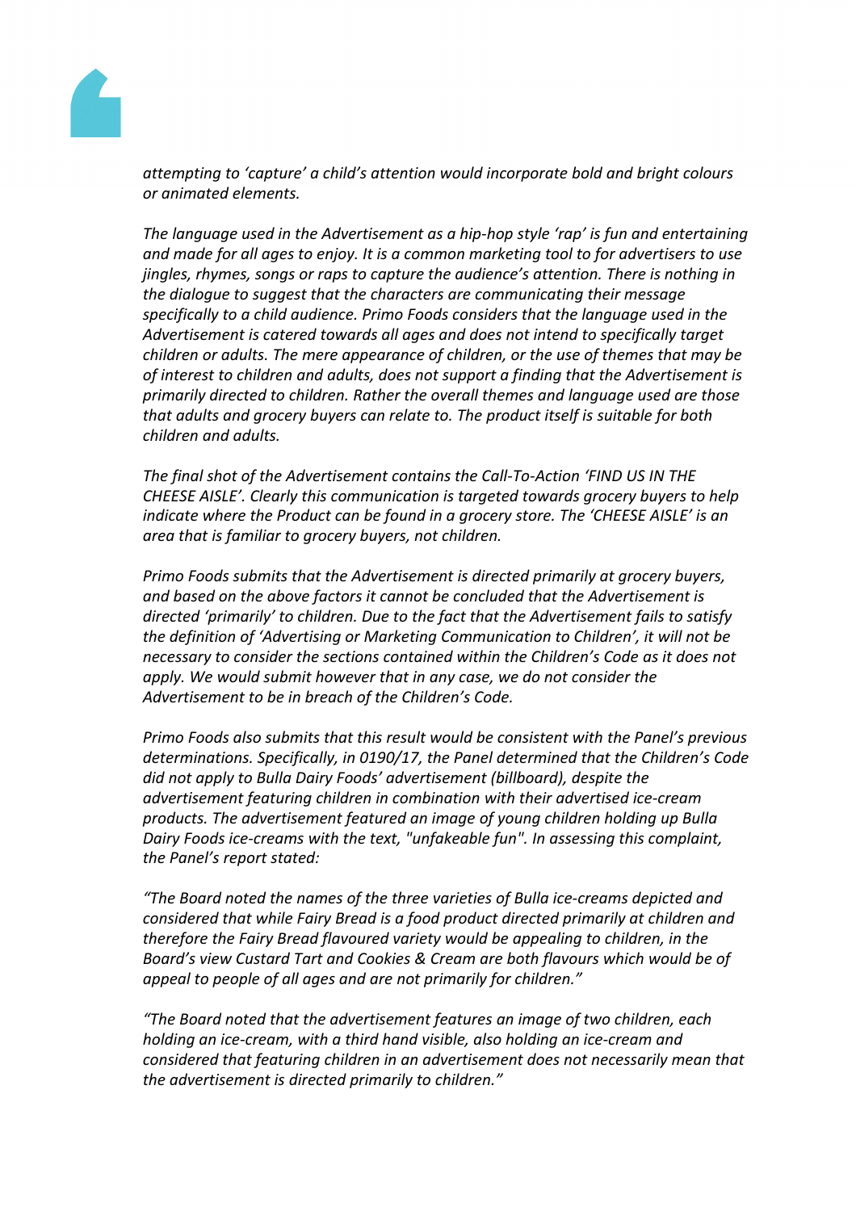*attempting to 'capture' a child's attention would incorporate bold and bright colours or animated elements.*

*The language used in the Advertisement as a hip-hop style 'rap' is fun and entertaining and made for all ages to enjoy. It is a common marketing tool to for advertisers to use jingles, rhymes, songs or raps to capture the audience's attention. There is nothing in the dialogue to suggest that the characters are communicating their message specifically to a child audience. Primo Foods considers that the language used in the Advertisement is catered towards all ages and does not intend to specifically target children or adults. The mere appearance of children, or the use of themes that may be of interest to children and adults, does not support a finding that the Advertisement is primarily directed to children. Rather the overall themes and language used are those that adults and grocery buyers can relate to. The product itself is suitable for both children and adults.*

*The final shot of the Advertisement contains the Call-To-Action 'FIND US IN THE CHEESE AISLE'. Clearly this communication is targeted towards grocery buyers to help indicate where the Product can be found in a grocery store. The 'CHEESE AISLE' is an area that is familiar to grocery buyers, not children.*

*Primo Foods submits that the Advertisement is directed primarily at grocery buyers, and based on the above factors it cannot be concluded that the Advertisement is directed 'primarily' to children. Due to the fact that the Advertisement fails to satisfy the definition of 'Advertising or Marketing Communication to Children', it will not be necessary to consider the sections contained within the Children's Code as it does not apply. We would submit however that in any case, we do not consider the Advertisement to be in breach of the Children's Code.*

*Primo Foods also submits that this result would be consistent with the Panel's previous determinations. Specifically, in 0190/17, the Panel determined that the Children's Code did not apply to Bulla Dairy Foods' advertisement (billboard), despite the advertisement featuring children in combination with their advertised ice-cream products. The advertisement featured an image of young children holding up Bulla Dairy Foods ice-creams with the text, "unfakeable fun". In assessing this complaint, the Panel's report stated:*

*"The Board noted the names of the three varieties of Bulla ice-creams depicted and considered that while Fairy Bread is a food product directed primarily at children and therefore the Fairy Bread flavoured variety would be appealing to children, in the Board's view Custard Tart and Cookies & Cream are both flavours which would be of appeal to people of all ages and are not primarily for children."*

*"The Board noted that the advertisement features an image of two children, each holding an ice-cream, with a third hand visible, also holding an ice-cream and considered that featuring children in an advertisement does not necessarily mean that the advertisement is directed primarily to children."*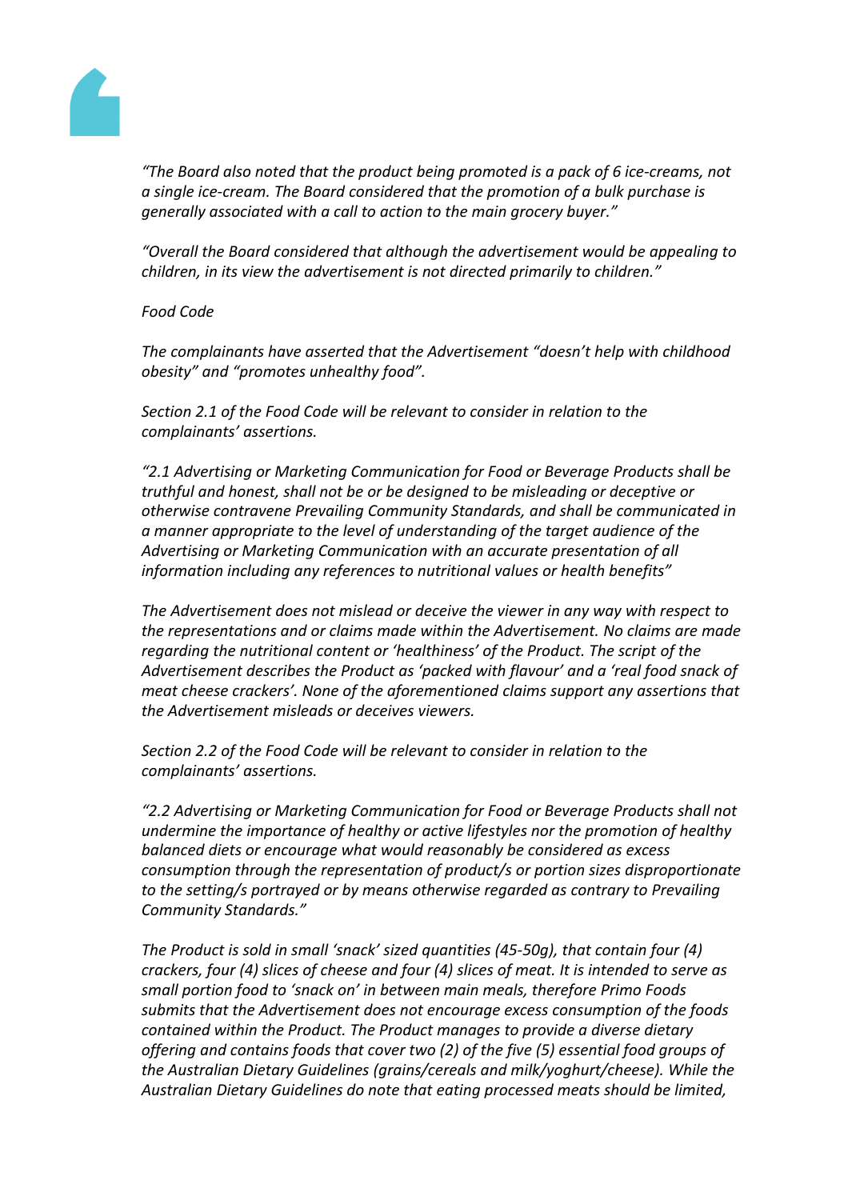*"The Board also noted that the product being promoted is a pack of 6 ice-creams, not a single ice-cream. The Board considered that the promotion of a bulk purchase is generally associated with a call to action to the main grocery buyer."*

*"Overall the Board considered that although the advertisement would be appealing to children, in its view the advertisement is not directed primarily to children."*

*Food Code*

*The complainants have asserted that the Advertisement "doesn't help with childhood obesity" and "promotes unhealthy food".*

*Section 2.1 of the Food Code will be relevant to consider in relation to the complainants' assertions.*

*"2.1 Advertising or Marketing Communication for Food or Beverage Products shall be truthful and honest, shall not be or be designed to be misleading or deceptive or otherwise contravene Prevailing Community Standards, and shall be communicated in a manner appropriate to the level of understanding of the target audience of the Advertising or Marketing Communication with an accurate presentation of all information including any references to nutritional values or health benefits"*

*The Advertisement does not mislead or deceive the viewer in any way with respect to the representations and or claims made within the Advertisement. No claims are made regarding the nutritional content or 'healthiness' of the Product. The script of the Advertisement describes the Product as 'packed with flavour' and a 'real food snack of meat cheese crackers'. None of the aforementioned claims support any assertions that the Advertisement misleads or deceives viewers.*

*Section 2.2 of the Food Code will be relevant to consider in relation to the complainants' assertions.*

*"2.2 Advertising or Marketing Communication for Food or Beverage Products shall not undermine the importance of healthy or active lifestyles nor the promotion of healthy balanced diets or encourage what would reasonably be considered as excess consumption through the representation of product/s or portion sizes disproportionate to the setting/s portrayed or by means otherwise regarded as contrary to Prevailing Community Standards."*

*The Product is sold in small 'snack' sized quantities (45-50g), that contain four (4) crackers, four (4) slices of cheese and four (4) slices of meat. It is intended to serve as small portion food to 'snack on' in between main meals, therefore Primo Foods submits that the Advertisement does not encourage excess consumption of the foods contained within the Product. The Product manages to provide a diverse dietary offering and contains foods that cover two (2) of the five (5) essential food groups of the Australian Dietary Guidelines (grains/cereals and milk/yoghurt/cheese). While the Australian Dietary Guidelines do note that eating processed meats should be limited,*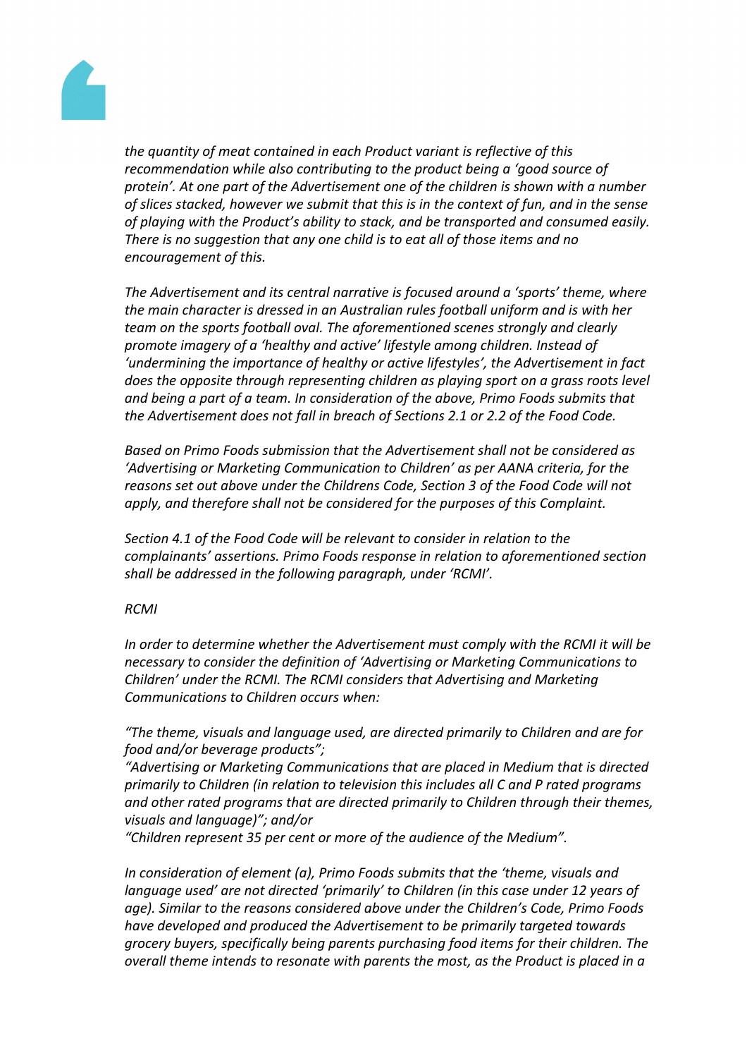*the quantity of meat contained in each Product variant is reflective of this recommendation while also contributing to the product being a 'good source of protein'. At one part of the Advertisement one of the children is shown with a number of slices stacked, however we submit that this is in the context of fun, and in the sense of playing with the Product's ability to stack, and be transported and consumed easily. There is no suggestion that any one child is to eat all of those items and no encouragement of this.*

*The Advertisement and its central narrative is focused around a 'sports' theme, where the main character is dressed in an Australian rules football uniform and is with her team on the sports football oval. The aforementioned scenes strongly and clearly promote imagery of a 'healthy and active' lifestyle among children. Instead of 'undermining the importance of healthy or active lifestyles', the Advertisement in fact does the opposite through representing children as playing sport on a grass roots level and being a part of a team. In consideration of the above, Primo Foods submits that the Advertisement does not fall in breach of Sections 2.1 or 2.2 of the Food Code.*

*Based on Primo Foods submission that the Advertisement shall not be considered as 'Advertising or Marketing Communication to Children' as per AANA criteria, for the reasons set out above under the Childrens Code, Section 3 of the Food Code will not apply, and therefore shall not be considered for the purposes of this Complaint.*

*Section 4.1 of the Food Code will be relevant to consider in relation to the complainants' assertions. Primo Foods response in relation to aforementioned section shall be addressed in the following paragraph, under 'RCMI'.*

*RCMI*

*In order to determine whether the Advertisement must comply with the RCMI it will be necessary to consider the definition of 'Advertising or Marketing Communications to Children' under the RCMI. The RCMI considers that Advertising and Marketing Communications to Children occurs when:*

*"The theme, visuals and language used, are directed primarily to Children and are for food and/or beverage products";*
*"Advertising or Marketing Communications that are placed in Medium that is directed primarily to Children (in relation to television this includes all C and P rated programs and other rated programs that are directed primarily to Children through their themes, visuals and language)"; and/or*
*"Children represent 35 per cent or more of the audience of the Medium".*

*In consideration of element (a), Primo Foods submits that the 'theme, visuals and language used' are not directed 'primarily' to Children (in this case under 12 years of age). Similar to the reasons considered above under the Children's Code, Primo Foods have developed and produced the Advertisement to be primarily targeted towards grocery buyers, specifically being parents purchasing food items for their children. The overall theme intends to resonate with parents the most, as the Product is placed in a*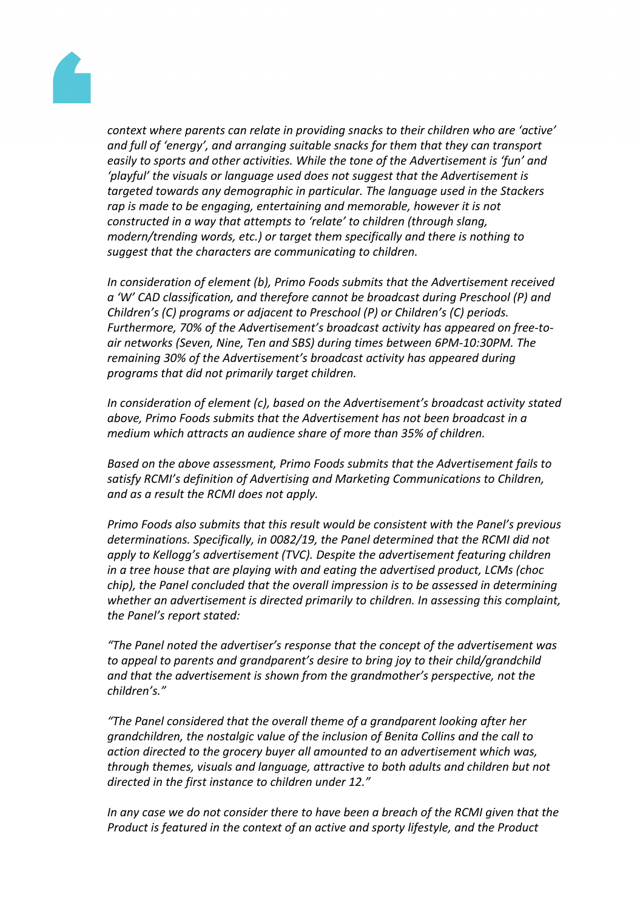*context where parents can relate in providing snacks to their children who are 'active' and full of 'energy', and arranging suitable snacks for them that they can transport easily to sports and other activities. While the tone of the Advertisement is 'fun' and 'playful' the visuals or language used does not suggest that the Advertisement is targeted towards any demographic in particular. The language used in the Stackers rap is made to be engaging, entertaining and memorable, however it is not constructed in a way that attempts to 'relate' to children (through slang, modern/trending words, etc.) or target them specifically and there is nothing to suggest that the characters are communicating to children.*

*In consideration of element (b), Primo Foods submits that the Advertisement received a 'W' CAD classification, and therefore cannot be broadcast during Preschool (P) and Children's (C) programs or adjacent to Preschool (P) or Children's (C) periods. Furthermore, 70% of the Advertisement's broadcast activity has appeared on free-to-air networks (Seven, Nine, Ten and SBS) during times between 6PM-10:30PM. The remaining 30% of the Advertisement's broadcast activity has appeared during programs that did not primarily target children.*

*In consideration of element (c), based on the Advertisement's broadcast activity stated above, Primo Foods submits that the Advertisement has not been broadcast in a medium which attracts an audience share of more than 35% of children.*

*Based on the above assessment, Primo Foods submits that the Advertisement fails to satisfy RCMI's definition of Advertising and Marketing Communications to Children, and as a result the RCMI does not apply.*

*Primo Foods also submits that this result would be consistent with the Panel's previous determinations. Specifically, in 0082/19, the Panel determined that the RCMI did not apply to Kellogg's advertisement (TVC). Despite the advertisement featuring children in a tree house that are playing with and eating the advertised product, LCMs (choc chip), the Panel concluded that the overall impression is to be assessed in determining whether an advertisement is directed primarily to children. In assessing this complaint, the Panel's report stated:*

*"The Panel noted the advertiser's response that the concept of the advertisement was to appeal to parents and grandparent's desire to bring joy to their child/grandchild and that the advertisement is shown from the grandmother's perspective, not the children's."*

*"The Panel considered that the overall theme of a grandparent looking after her grandchildren, the nostalgic value of the inclusion of Benita Collins and the call to action directed to the grocery buyer all amounted to an advertisement which was, through themes, visuals and language, attractive to both adults and children but not directed in the first instance to children under 12."*

*In any case we do not consider there to have been a breach of the RCMI given that the Product is featured in the context of an active and sporty lifestyle, and the Product*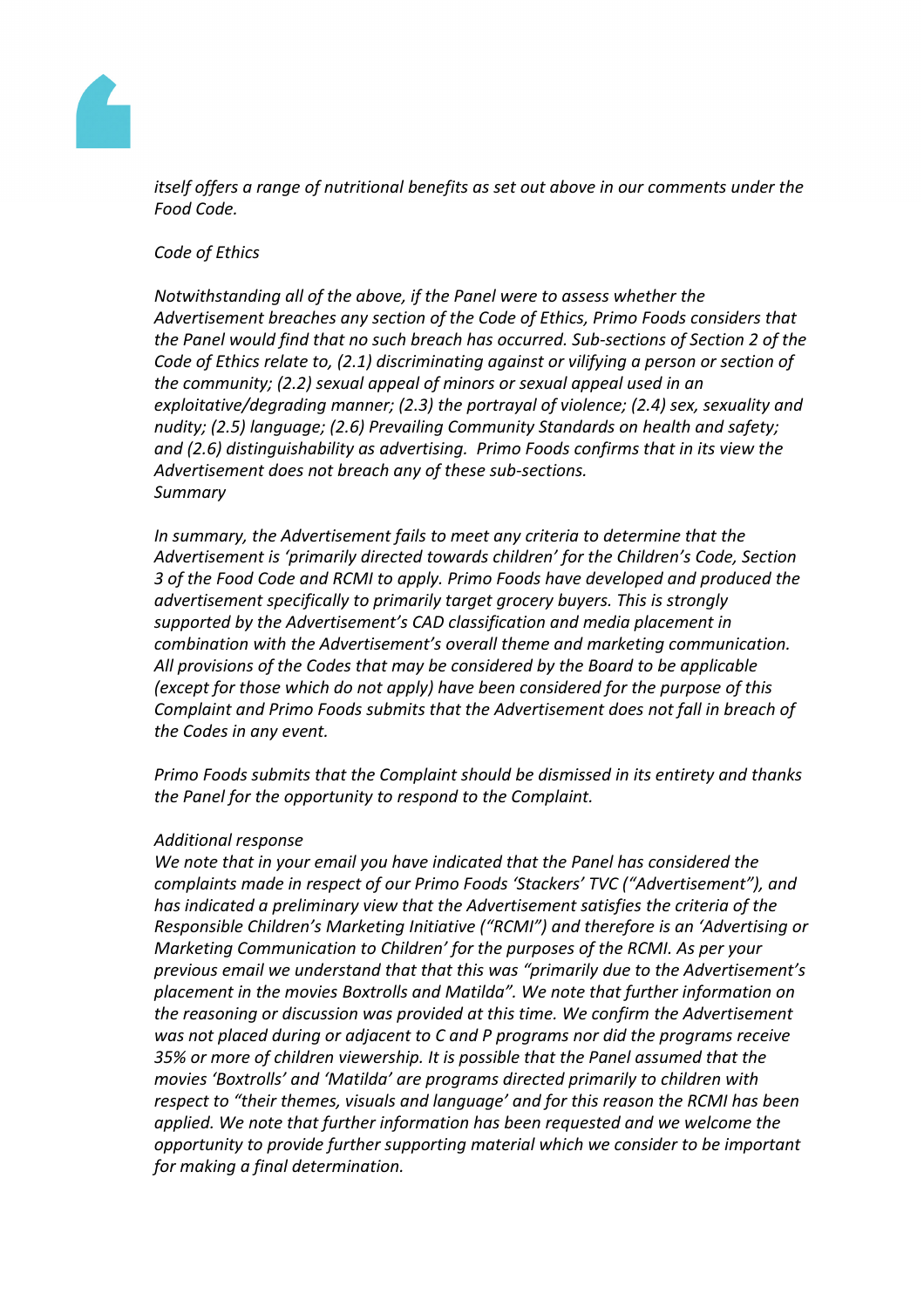*itself offers a range of nutritional benefits as set out above in our comments under the Food Code.*

*Code of Ethics*

*Notwithstanding all of the above, if the Panel were to assess whether the Advertisement breaches any section of the Code of Ethics, Primo Foods considers that the Panel would find that no such breach has occurred. Sub-sections of Section 2 of the Code of Ethics relate to, (2.1) discriminating against or vilifying a person or section of the community; (2.2) sexual appeal of minors or sexual appeal used in an exploitative/degrading manner; (2.3) the portrayal of violence; (2.4) sex, sexuality and nudity; (2.5) language; (2.6) Prevailing Community Standards on health and safety; and (2.6) distinguishability as advertising. Primo Foods confirms that in its view the Advertisement does not breach any of these sub-sections.*
*Summary*

*In summary, the Advertisement fails to meet any criteria to determine that the Advertisement is 'primarily directed towards children' for the Children's Code, Section 3 of the Food Code and RCMI to apply. Primo Foods have developed and produced the advertisement specifically to primarily target grocery buyers. This is strongly supported by the Advertisement's CAD classification and media placement in combination with the Advertisement's overall theme and marketing communication. All provisions of the Codes that may be considered by the Board to be applicable (except for those which do not apply) have been considered for the purpose of this Complaint and Primo Foods submits that the Advertisement does not fall in breach of the Codes in any event.*

*Primo Foods submits that the Complaint should be dismissed in its entirety and thanks the Panel for the opportunity to respond to the Complaint.*

*Additional response*
*We note that in your email you have indicated that the Panel has considered the complaints made in respect of our Primo Foods 'Stackers' TVC ("Advertisement"), and has indicated a preliminary view that the Advertisement satisfies the criteria of the Responsible Children's Marketing Initiative ("RCMI") and therefore is an 'Advertising or Marketing Communication to Children' for the purposes of the RCMI. As per your previous email we understand that that this was "primarily due to the Advertisement's placement in the movies Boxtrolls and Matilda". We note that further information on the reasoning or discussion was provided at this time. We confirm the Advertisement was not placed during or adjacent to C and P programs nor did the programs receive 35% or more of children viewership. It is possible that the Panel assumed that the movies 'Boxtrolls' and 'Matilda' are programs directed primarily to children with respect to "their themes, visuals and language" and for this reason the RCMI has been applied. We note that further information has been requested and we welcome the opportunity to provide further supporting material which we consider to be important for making a final determination.*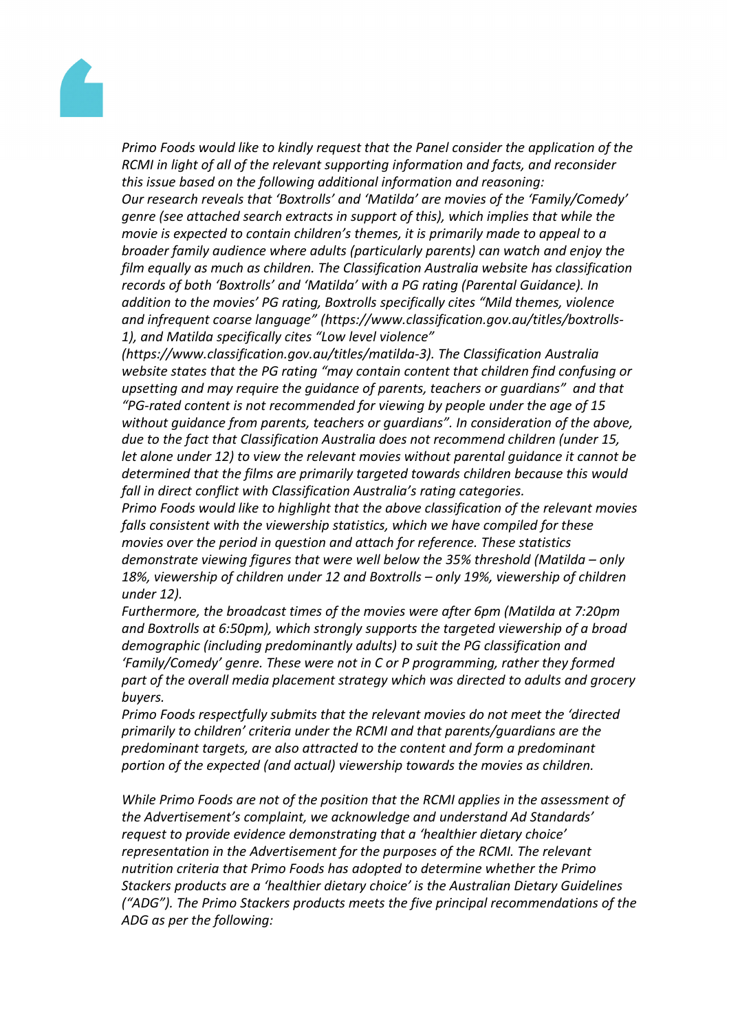*Primo Foods would like to kindly request that the Panel consider the application of the RCMI in light of all of the relevant supporting information and facts, and reconsider this issue based on the following additional information and reasoning:*

*Our research reveals that 'Boxtrolls' and 'Matilda' are movies of the 'Family/Comedy' genre (see attached search extracts in support of this), which implies that while the movie is expected to contain children's themes, it is primarily made to appeal to a broader family audience where adults (particularly parents) can watch and enjoy the film equally as much as children. The Classification Australia website has classification records of both 'Boxtrolls' and 'Matilda' with a PG rating (Parental Guidance). In addition to the movies' PG rating, Boxtrolls specifically cites "Mild themes, violence and infrequent coarse language" (https://www.classification.gov.au/titles/boxtrolls-1), and Matilda specifically cites "Low level violence" (https://www.classification.gov.au/titles/matilda-3). The Classification Australia website states that the PG rating "may contain content that children find confusing or upsetting and may require the guidance of parents, teachers or guardians" and that "PG-rated content is not recommended for viewing by people under the age of 15 without guidance from parents, teachers or guardians". In consideration of the above, due to the fact that Classification Australia does not recommend children (under 15, let alone under 12) to view the relevant movies without parental guidance it cannot be determined that the films are primarily targeted towards children because this would fall in direct conflict with Classification Australia's rating categories.*

*Primo Foods would like to highlight that the above classification of the relevant movies falls consistent with the viewership statistics, which we have compiled for these movies over the period in question and attach for reference. These statistics demonstrate viewing figures that were well below the 35% threshold (Matilda – only 18%, viewership of children under 12 and Boxtrolls – only 19%, viewership of children under 12).*

*Furthermore, the broadcast times of the movies were after 6pm (Matilda at 7:20pm and Boxtrolls at 6:50pm), which strongly supports the targeted viewership of a broad demographic (including predominantly adults) to suit the PG classification and 'Family/Comedy' genre. These were not in C or P programming, rather they formed part of the overall media placement strategy which was directed to adults and grocery buyers.*

*Primo Foods respectfully submits that the relevant movies do not meet the 'directed primarily to children' criteria under the RCMI and that parents/guardians are the predominant targets, are also attracted to the content and form a predominant portion of the expected (and actual) viewership towards the movies as children.*

*While Primo Foods are not of the position that the RCMI applies in the assessment of the Advertisement's complaint, we acknowledge and understand Ad Standards' request to provide evidence demonstrating that a 'healthier dietary choice' representation in the Advertisement for the purposes of the RCMI. The relevant nutrition criteria that Primo Foods has adopted to determine whether the Primo Stackers products are a 'healthier dietary choice' is the Australian Dietary Guidelines ("ADG"). The Primo Stackers products meets the five principal recommendations of the ADG as per the following:*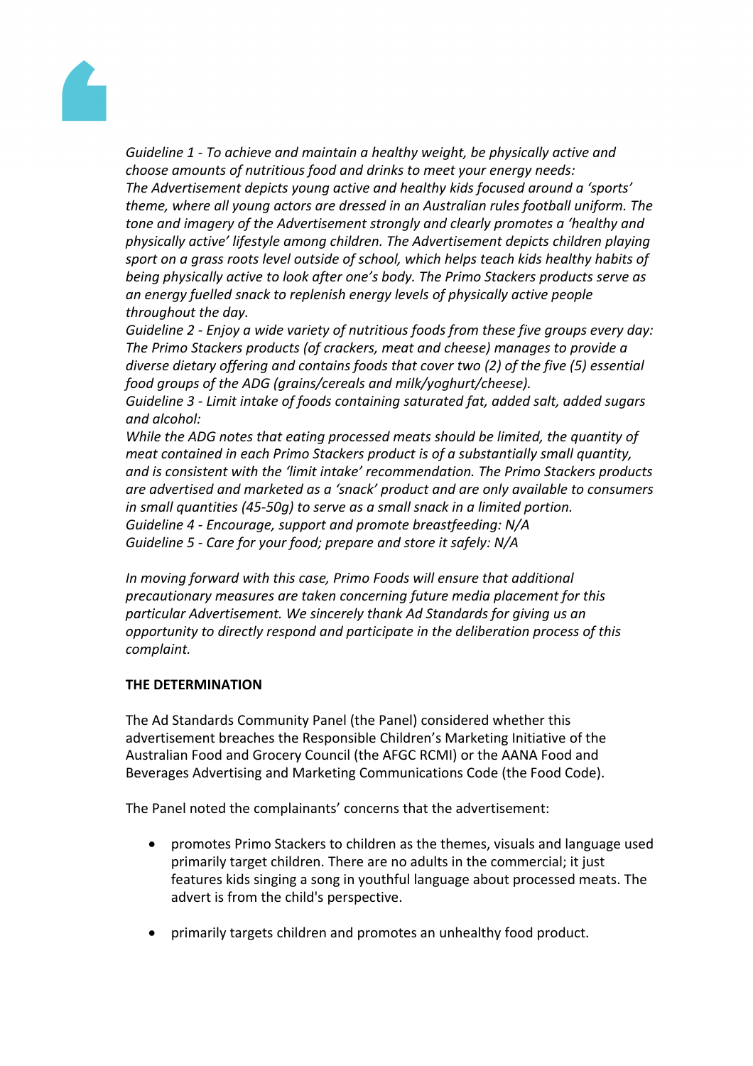*Guideline 1 - To achieve and maintain a healthy weight, be physically active and choose amounts of nutritious food and drinks to meet your energy needs:*
*The Advertisement depicts young active and healthy kids focused around a 'sports' theme, where all young actors are dressed in an Australian rules football uniform. The tone and imagery of the Advertisement strongly and clearly promotes a 'healthy and physically active' lifestyle among children. The Advertisement depicts children playing sport on a grass roots level outside of school, which helps teach kids healthy habits of being physically active to look after one's body. The Primo Stackers products serve as an energy fuelled snack to replenish energy levels of physically active people throughout the day.*
*Guideline 2 - Enjoy a wide variety of nutritious foods from these five groups every day:*
*The Primo Stackers products (of crackers, meat and cheese) manages to provide a diverse dietary offering and contains foods that cover two (2) of the five (5) essential food groups of the ADG (grains/cereals and milk/yoghurt/cheese).*
*Guideline 3 - Limit intake of foods containing saturated fat, added salt, added sugars and alcohol:*
*While the ADG notes that eating processed meats should be limited, the quantity of meat contained in each Primo Stackers product is of a substantially small quantity, and is consistent with the 'limit intake' recommendation. The Primo Stackers products are advertised and marketed as a 'snack' product and are only available to consumers in small quantities (45-50g) to serve as a small snack in a limited portion.*
*Guideline 4 - Encourage, support and promote breastfeeding: N/A*
*Guideline 5 - Care for your food; prepare and store it safely: N/A*

*In moving forward with this case, Primo Foods will ensure that additional precautionary measures are taken concerning future media placement for this particular Advertisement. We sincerely thank Ad Standards for giving us an opportunity to directly respond and participate in the deliberation process of this complaint.*

**THE DETERMINATION**

The Ad Standards Community Panel (the Panel) considered whether this advertisement breaches the Responsible Children's Marketing Initiative of the Australian Food and Grocery Council (the AFGC RCMI) or the AANA Food and Beverages Advertising and Marketing Communications Code (the Food Code).

The Panel noted the complainants' concerns that the advertisement:

- promotes Primo Stackers to children as the themes, visuals and language used primarily target children. There are no adults in the commercial; it just features kids singing a song in youthful language about processed meats. The advert is from the child's perspective.
- primarily targets children and promotes an unhealthy food product.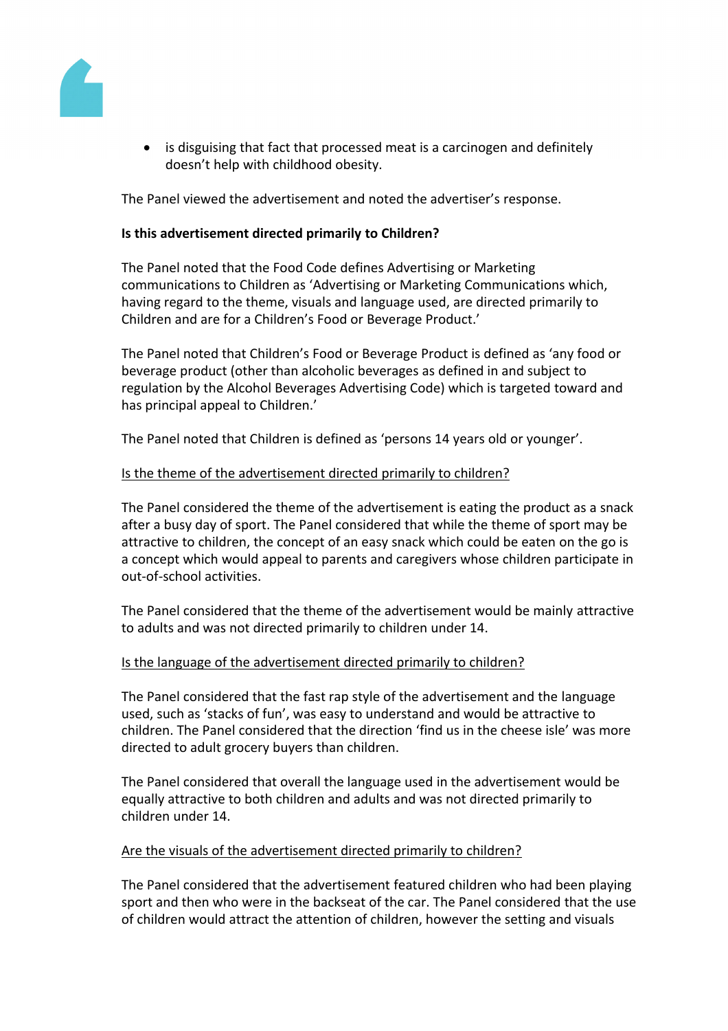- is disguising that fact that processed meat is a carcinogen and definitely doesn't help with childhood obesity.

The Panel viewed the advertisement and noted the advertiser's response.

**Is this advertisement directed primarily to Children?**

The Panel noted that the Food Code defines Advertising or Marketing communications to Children as 'Advertising or Marketing Communications which, having regard to the theme, visuals and language used, are directed primarily to Children and are for a Children's Food or Beverage Product.'

The Panel noted that Children's Food or Beverage Product is defined as 'any food or beverage product (other than alcoholic beverages as defined in and subject to regulation by the Alcohol Beverages Advertising Code) which is targeted toward and has principal appeal to Children.'

The Panel noted that Children is defined as 'persons 14 years old or younger'.

<u>Is the theme of the advertisement directed primarily to children?</u>

The Panel considered the theme of the advertisement is eating the product as a snack after a busy day of sport. The Panel considered that while the theme of sport may be attractive to children, the concept of an easy snack which could be eaten on the go is a concept which would appeal to parents and caregivers whose children participate in out-of-school activities.

The Panel considered that the theme of the advertisement would be mainly attractive to adults and was not directed primarily to children under 14.

<u>Is the language of the advertisement directed primarily to children?</u>

The Panel considered that the fast rap style of the advertisement and the language used, such as 'stacks of fun', was easy to understand and would be attractive to children. The Panel considered that the direction 'find us in the cheese isle' was more directed to adult grocery buyers than children.

The Panel considered that overall the language used in the advertisement would be equally attractive to both children and adults and was not directed primarily to children under 14.

<u>Are the visuals of the advertisement directed primarily to children?</u>

The Panel considered that the advertisement featured children who had been playing sport and then who were in the backseat of the car. The Panel considered that the use of children would attract the attention of children, however the setting and visuals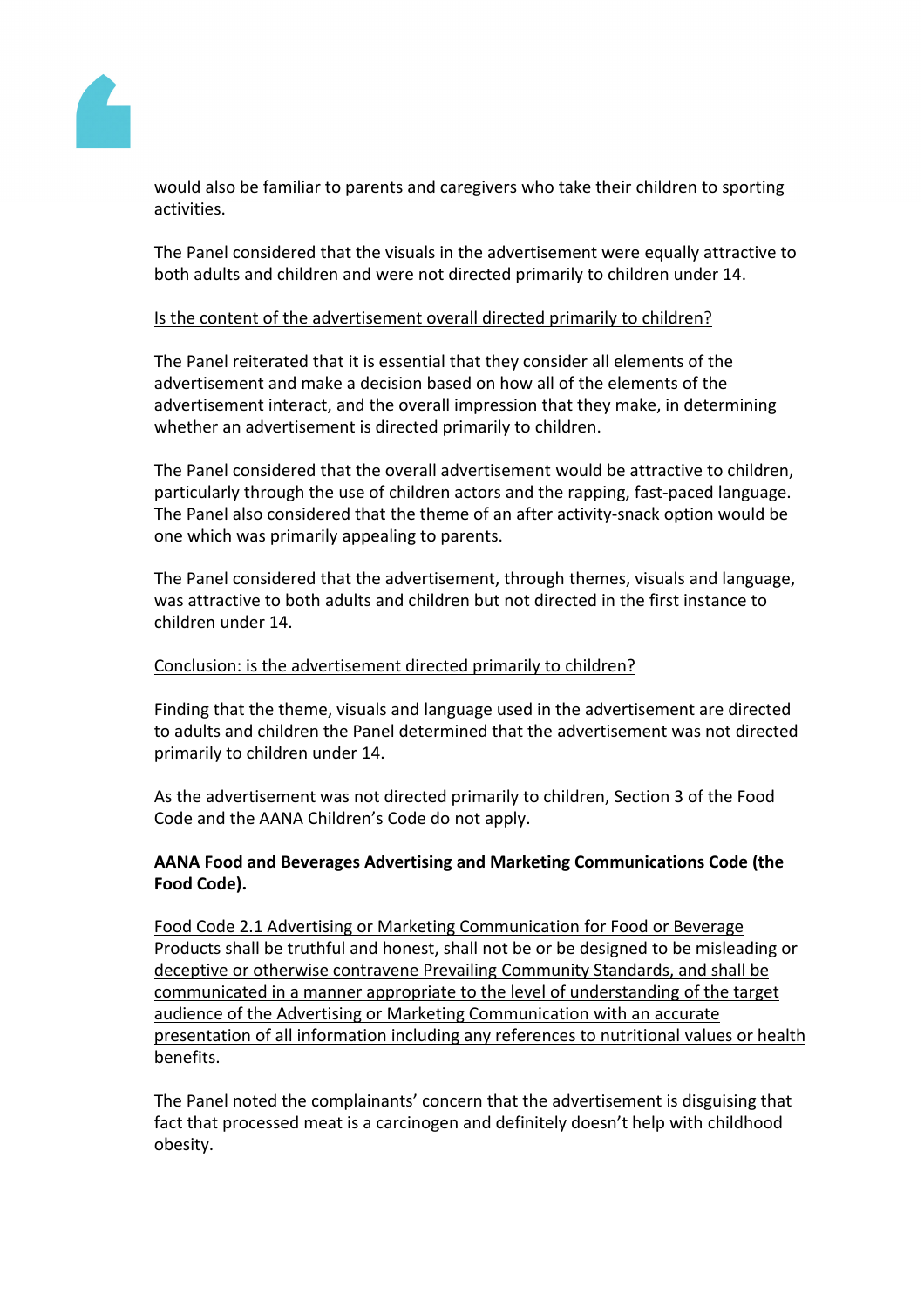would also be familiar to parents and caregivers who take their children to sporting activities.

The Panel considered that the visuals in the advertisement were equally attractive to both adults and children and were not directed primarily to children under 14.

Is the content of the advertisement overall directed primarily to children?

The Panel reiterated that it is essential that they consider all elements of the advertisement and make a decision based on how all of the elements of the advertisement interact, and the overall impression that they make, in determining whether an advertisement is directed primarily to children.

The Panel considered that the overall advertisement would be attractive to children, particularly through the use of children actors and the rapping, fast-paced language. The Panel also considered that the theme of an after activity-snack option would be one which was primarily appealing to parents.

The Panel considered that the advertisement, through themes, visuals and language, was attractive to both adults and children but not directed in the first instance to children under 14.

Conclusion: is the advertisement directed primarily to children?

Finding that the theme, visuals and language used in the advertisement are directed to adults and children the Panel determined that the advertisement was not directed primarily to children under 14.

As the advertisement was not directed primarily to children, Section 3 of the Food Code and the AANA Children's Code do not apply.

**AANA Food and Beverages Advertising and Marketing Communications Code (the Food Code).**

Food Code 2.1 Advertising or Marketing Communication for Food or Beverage Products shall be truthful and honest, shall not be or be designed to be misleading or deceptive or otherwise contravene Prevailing Community Standards, and shall be communicated in a manner appropriate to the level of understanding of the target audience of the Advertising or Marketing Communication with an accurate presentation of all information including any references to nutritional values or health benefits.

The Panel noted the complainants' concern that the advertisement is disguising that fact that processed meat is a carcinogen and definitely doesn't help with childhood obesity.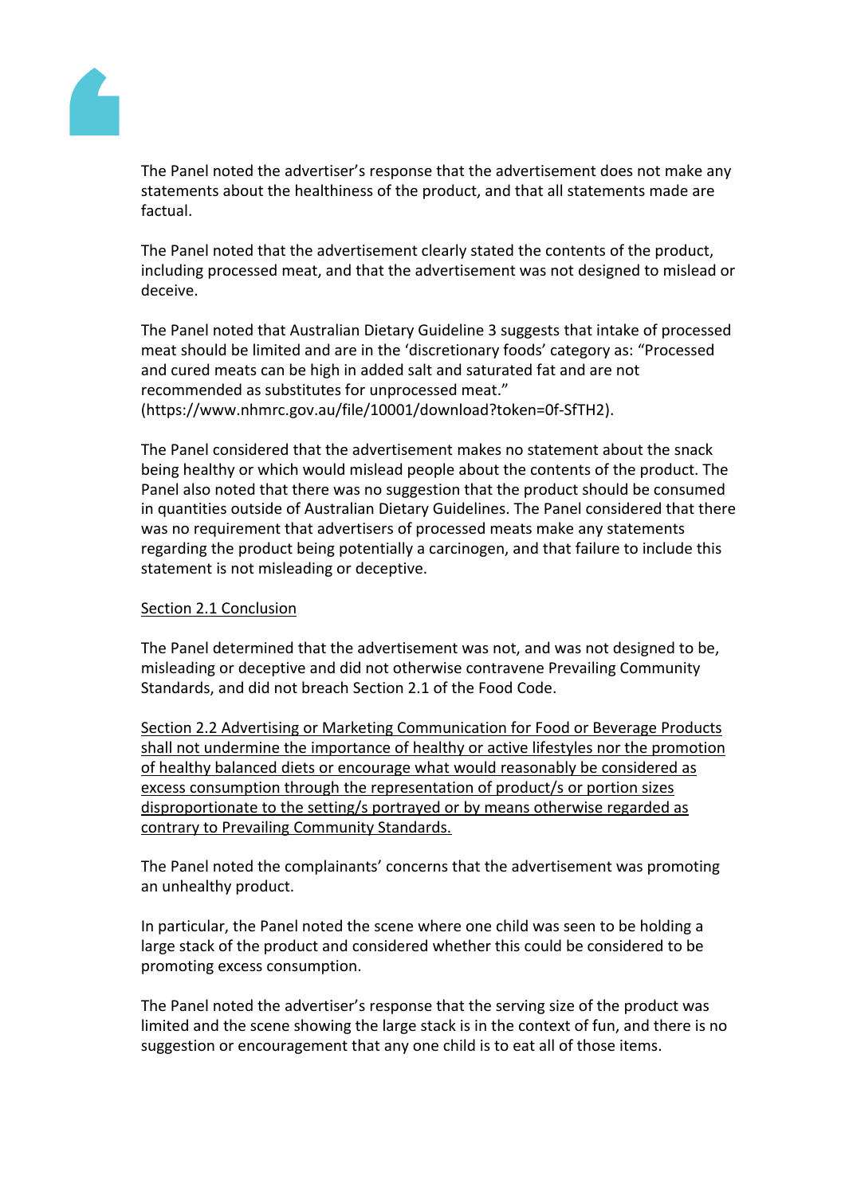The Panel noted the advertiser's response that the advertisement does not make any statements about the healthiness of the product, and that all statements made are factual.

The Panel noted that the advertisement clearly stated the contents of the product, including processed meat, and that the advertisement was not designed to mislead or deceive.

The Panel noted that Australian Dietary Guideline 3 suggests that intake of processed meat should be limited and are in the 'discretionary foods' category as: "Processed and cured meats can be high in added salt and saturated fat and are not recommended as substitutes for unprocessed meat." (https://www.nhmrc.gov.au/file/10001/download?token=0f-SfTH2).

The Panel considered that the advertisement makes no statement about the snack being healthy or which would mislead people about the contents of the product. The Panel also noted that there was no suggestion that the product should be consumed in quantities outside of Australian Dietary Guidelines. The Panel considered that there was no requirement that advertisers of processed meats make any statements regarding the product being potentially a carcinogen, and that failure to include this statement is not misleading or deceptive.

Section 2.1 Conclusion

The Panel determined that the advertisement was not, and was not designed to be, misleading or deceptive and did not otherwise contravene Prevailing Community Standards, and did not breach Section 2.1 of the Food Code.

Section 2.2 Advertising or Marketing Communication for Food or Beverage Products shall not undermine the importance of healthy or active lifestyles nor the promotion of healthy balanced diets or encourage what would reasonably be considered as excess consumption through the representation of product/s or portion sizes disproportionate to the setting/s portrayed or by means otherwise regarded as contrary to Prevailing Community Standards.

The Panel noted the complainants' concerns that the advertisement was promoting an unhealthy product.

In particular, the Panel noted the scene where one child was seen to be holding a large stack of the product and considered whether this could be considered to be promoting excess consumption.

The Panel noted the advertiser's response that the serving size of the product was limited and the scene showing the large stack is in the context of fun, and there is no suggestion or encouragement that any one child is to eat all of those items.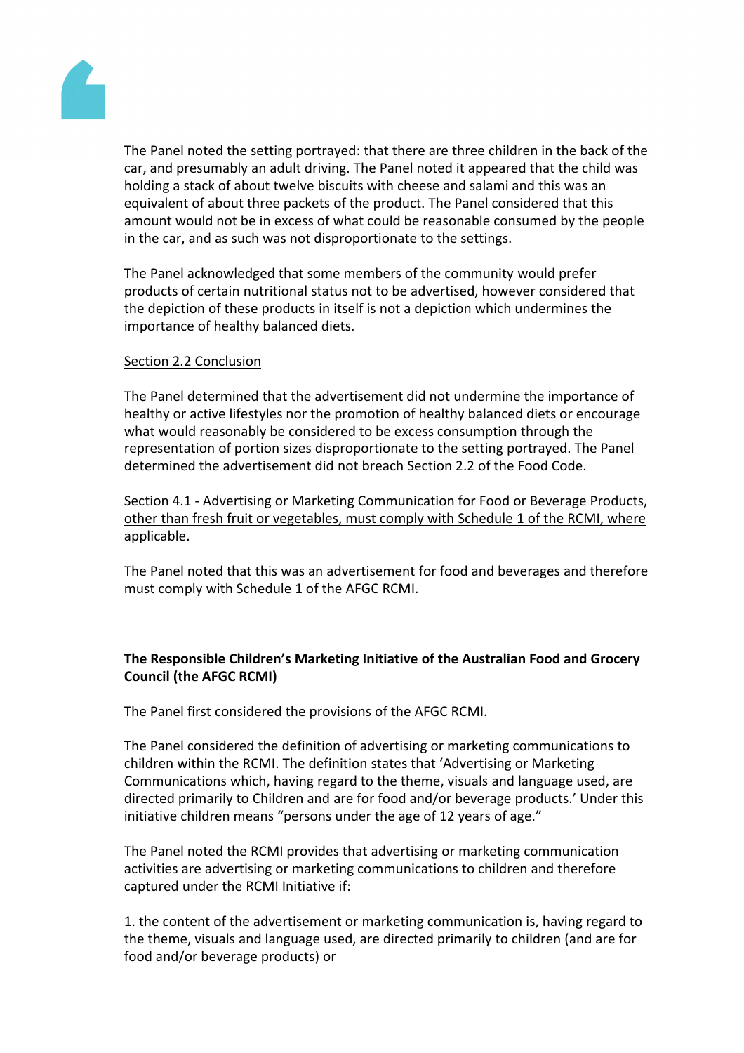The Panel noted the setting portrayed: that there are three children in the back of the car, and presumably an adult driving. The Panel noted it appeared that the child was holding a stack of about twelve biscuits with cheese and salami and this was an equivalent of about three packets of the product. The Panel considered that this amount would not be in excess of what could be reasonable consumed by the people in the car, and as such was not disproportionate to the settings.

The Panel acknowledged that some members of the community would prefer products of certain nutritional status not to be advertised, however considered that the depiction of these products in itself is not a depiction which undermines the importance of healthy balanced diets.

Section 2.2 Conclusion

The Panel determined that the advertisement did not undermine the importance of healthy or active lifestyles nor the promotion of healthy balanced diets or encourage what would reasonably be considered to be excess consumption through the representation of portion sizes disproportionate to the setting portrayed. The Panel determined the advertisement did not breach Section 2.2 of the Food Code.

Section 4.1 - Advertising or Marketing Communication for Food or Beverage Products, other than fresh fruit or vegetables, must comply with Schedule 1 of the RCMI, where applicable.

The Panel noted that this was an advertisement for food and beverages and therefore must comply with Schedule 1 of the AFGC RCMI.

**The Responsible Children's Marketing Initiative of the Australian Food and Grocery Council (the AFGC RCMI)**

The Panel first considered the provisions of the AFGC RCMI.

The Panel considered the definition of advertising or marketing communications to children within the RCMI. The definition states that 'Advertising or Marketing Communications which, having regard to the theme, visuals and language used, are directed primarily to Children and are for food and/or beverage products.' Under this initiative children means "persons under the age of 12 years of age."

The Panel noted the RCMI provides that advertising or marketing communication activities are advertising or marketing communications to children and therefore captured under the RCMI Initiative if:

1. the content of the advertisement or marketing communication is, having regard to the theme, visuals and language used, are directed primarily to children (and are for food and/or beverage products) or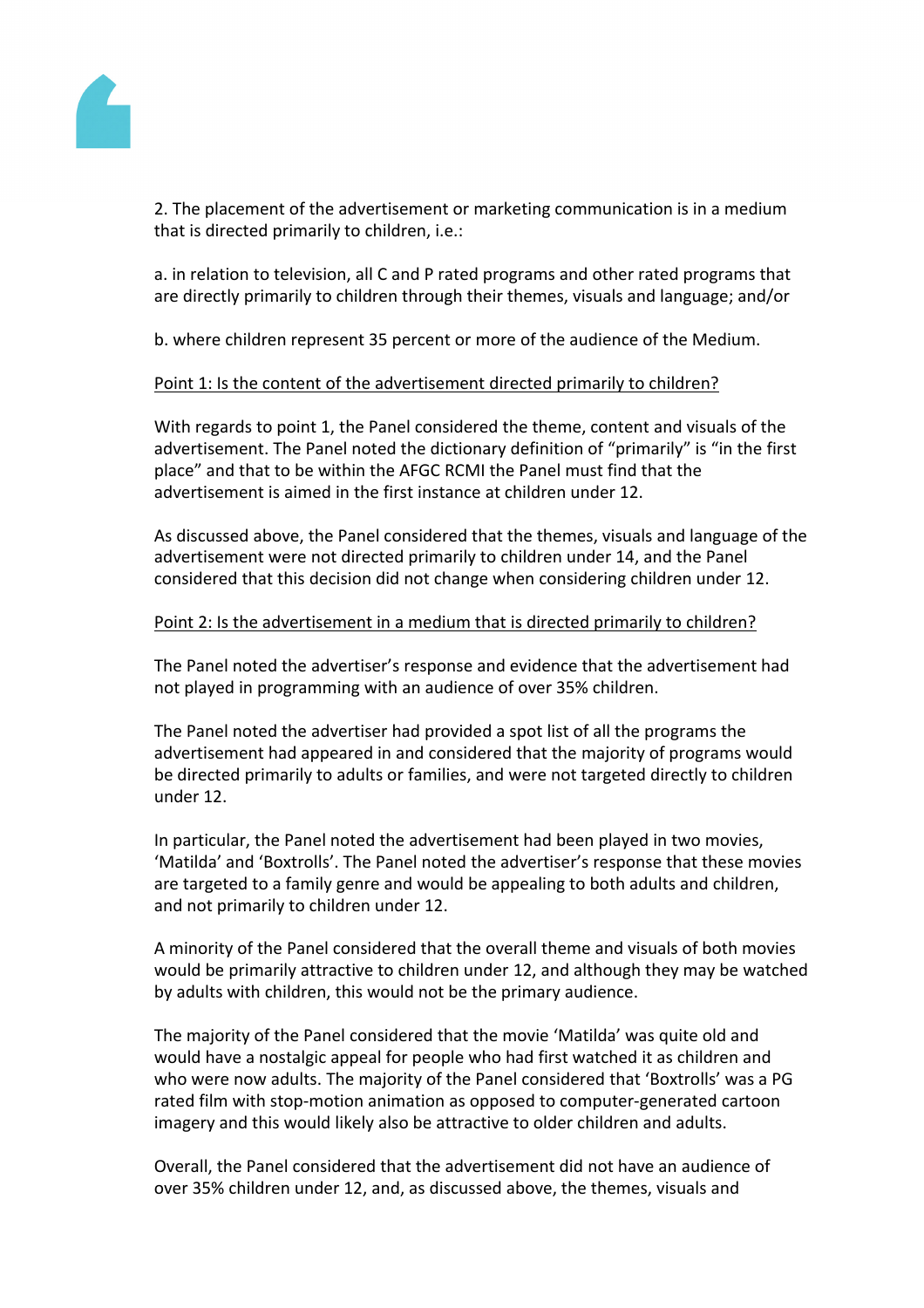2. The placement of the advertisement or marketing communication is in a medium that is directed primarily to children, i.e.:

a. in relation to television, all C and P rated programs and other rated programs that are directly primarily to children through their themes, visuals and language; and/or

b. where children represent 35 percent or more of the audience of the Medium.

<u>Point 1: Is the content of the advertisement directed primarily to children?</u>

With regards to point 1, the Panel considered the theme, content and visuals of the advertisement. The Panel noted the dictionary definition of “primarily” is “in the first place” and that to be within the AFGC RCMI the Panel must find that the advertisement is aimed in the first instance at children under 12.

As discussed above, the Panel considered that the themes, visuals and language of the advertisement were not directed primarily to children under 14, and the Panel considered that this decision did not change when considering children under 12.

<u>Point 2: Is the advertisement in a medium that is directed primarily to children?</u>

The Panel noted the advertiser’s response and evidence that the advertisement had not played in programming with an audience of over 35% children.

The Panel noted the advertiser had provided a spot list of all the programs the advertisement had appeared in and considered that the majority of programs would be directed primarily to adults or families, and were not targeted directly to children under 12.

In particular, the Panel noted the advertisement had been played in two movies, ‘Matilda’ and ‘Boxtrolls’. The Panel noted the advertiser’s response that these movies are targeted to a family genre and would be appealing to both adults and children, and not primarily to children under 12.

A minority of the Panel considered that the overall theme and visuals of both movies would be primarily attractive to children under 12, and although they may be watched by adults with children, this would not be the primary audience.

The majority of the Panel considered that the movie ‘Matilda’ was quite old and would have a nostalgic appeal for people who had first watched it as children and who were now adults. The majority of the Panel considered that ‘Boxtrolls’ was a PG rated film with stop-motion animation as opposed to computer-generated cartoon imagery and this would likely also be attractive to older children and adults.

Overall, the Panel considered that the advertisement did not have an audience of over 35% children under 12, and, as discussed above, the themes, visuals and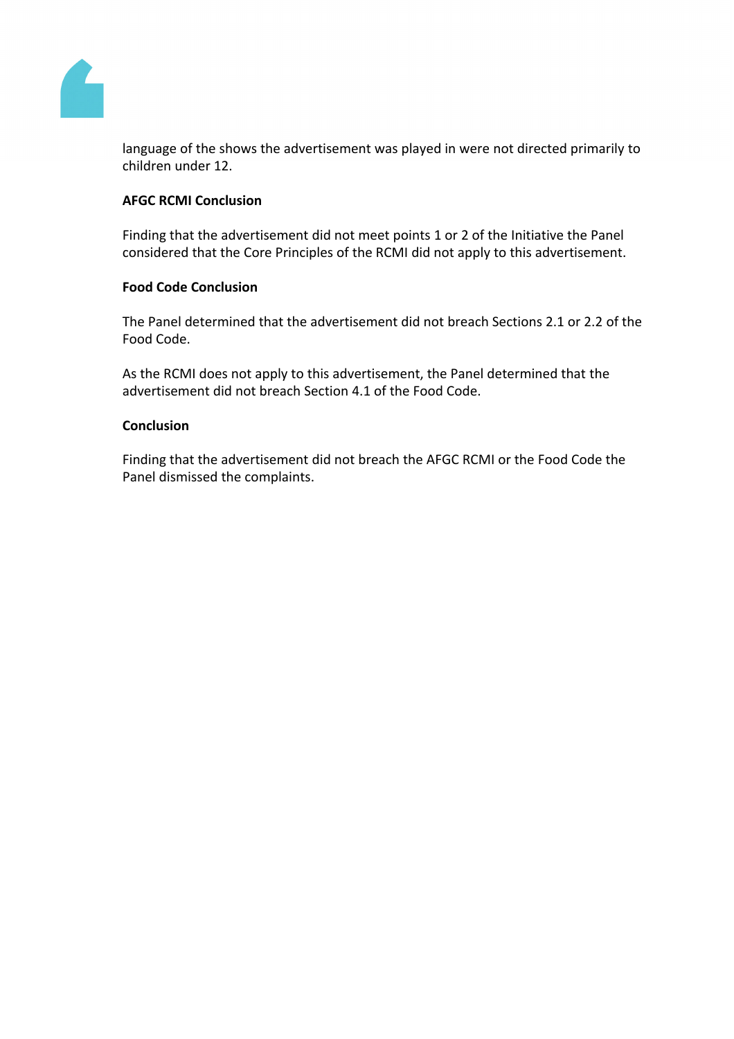language of the shows the advertisement was played in were not directed primarily to children under 12.

**AFGC RCMI Conclusion**

Finding that the advertisement did not meet points 1 or 2 of the Initiative the Panel considered that the Core Principles of the RCMI did not apply to this advertisement.

**Food Code Conclusion**

The Panel determined that the advertisement did not breach Sections 2.1 or 2.2 of the Food Code.

As the RCMI does not apply to this advertisement, the Panel determined that the advertisement did not breach Section 4.1 of the Food Code.

**Conclusion**

Finding that the advertisement did not breach the AFGC RCMI or the Food Code the Panel dismissed the complaints.